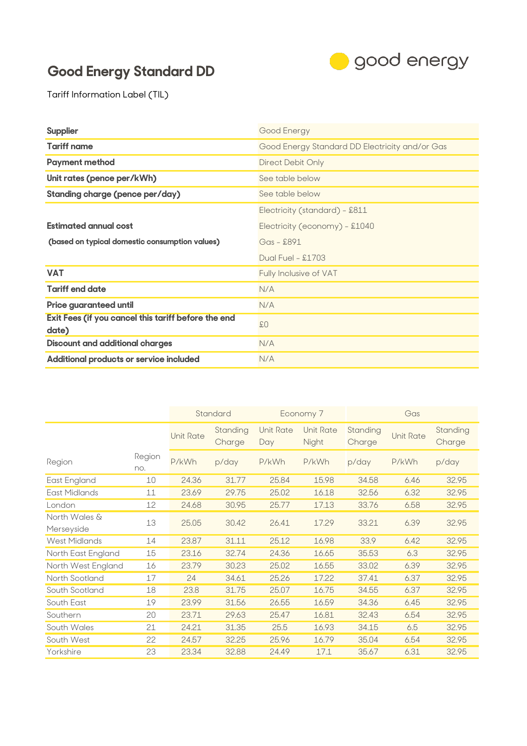# Good Energy Standard DD

Tariff Information Label (TIL)

| | |
|---|---|
| **Supplier** | Good Energy |
| **Tariff name** | Good Energy Standard DD Electricity and/or Gas |
| **Payment method** | Direct Debit Only |
| **Unit rates (pence per/kWh)** | See table below |
| **Standing charge (pence per/day)** | See table below |
| **Estimated annual cost** **(based on typical domestic consumption values)** | Electricity (standard) - £811<br>Electricity (economy) - £1040<br>Gas - £891<br>Dual Fuel - £1703 |
| **VAT** | Fully Inclusive of VAT |
| **Tariff end date** | N/A |
| **Price guaranteed until** | N/A |
| **Exit Fees (if you cancel this tariff before the end date)** | £0 |
| **Discount and additional charges** | N/A |
| **Additional products or service included** | N/A |

| | | Standard | | Economy 7 | | | Gas | |
|---|---|---|---|---|---|---|---|---|
| | | Unit Rate | Standing Charge | Unit Rate Day | Unit Rate Night | Standing Charge | Unit Rate | Standing Charge |
| Region | Region no. | P/kWh | p/day | P/kWh | P/kWh | p/day | P/kWh | p/day |
| East England | 10 | 24.36 | 31.77 | 25.84 | 15.98 | 34.58 | 6.46 | 32.95 |
| East Midlands | 11 | 23.69 | 29.75 | 25.02 | 16.18 | 32.56 | 6.32 | 32.95 |
| London | 12 | 24.68 | 30.95 | 25.77 | 17.13 | 33.76 | 6.58 | 32.95 |
| North Wales & Merseyside | 13 | 25.05 | 30.42 | 26.41 | 17.29 | 33.21 | 6.39 | 32.95 |
| West Midlands | 14 | 23.87 | 31.11 | 25.12 | 16.98 | 33.9 | 6.42 | 32.95 |
| North East England | 15 | 23.16 | 32.74 | 24.36 | 16.65 | 35.53 | 6.3 | 32.95 |
| North West England | 16 | 23.79 | 30.23 | 25.02 | 16.55 | 33.02 | 6.39 | 32.95 |
| North Scotland | 17 | 24 | 34.61 | 25.26 | 17.22 | 37.41 | 6.37 | 32.95 |
| South Scotland | 18 | 23.8 | 31.75 | 25.07 | 16.75 | 34.55 | 6.37 | 32.95 |
| South East | 19 | 23.99 | 31.56 | 26.55 | 16.59 | 34.36 | 6.45 | 32.95 |
| Southern | 20 | 23.71 | 29.63 | 25.47 | 16.81 | 32.43 | 6.54 | 32.95 |
| South Wales | 21 | 24.21 | 31.35 | 25.5 | 16.93 | 34.15 | 6.5 | 32.95 |
| South West | 22 | 24.57 | 32.25 | 25.96 | 16.79 | 35.04 | 6.54 | 32.95 |
| Yorkshire | 23 | 23.34 | 32.88 | 24.49 | 17.1 | 35.67 | 6.31 | 32.95 |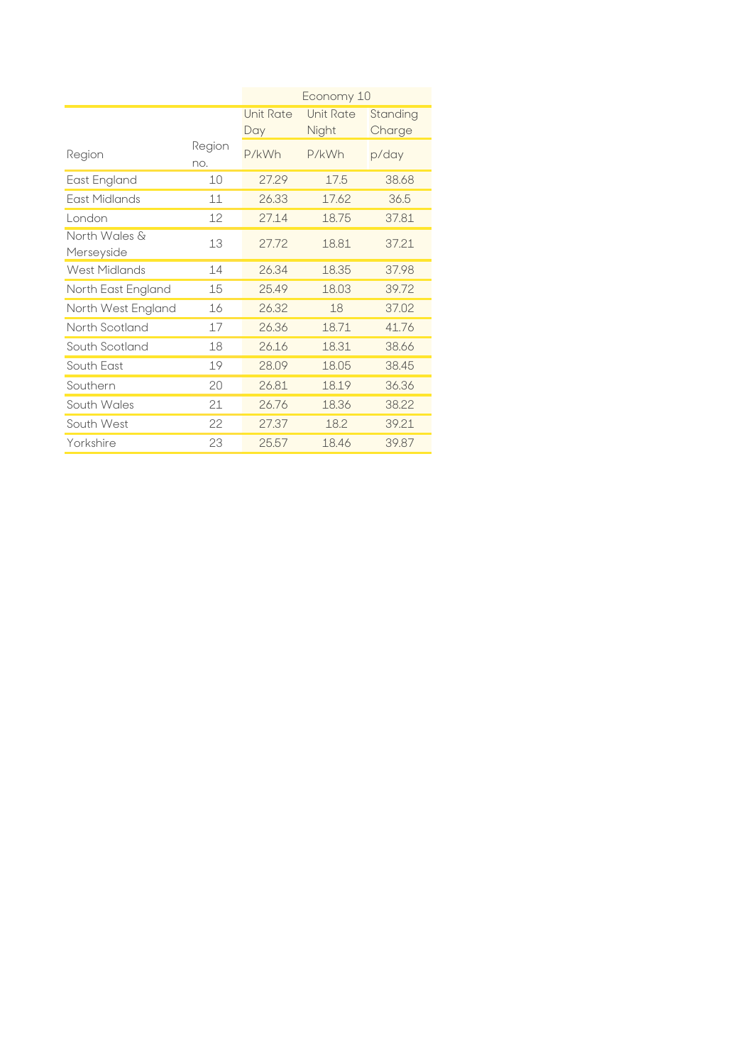| | | Economy 10 | | |
|---|---|---|---|---|
| | | Unit Rate Day | Unit Rate Night | Standing Charge |
| Region | Region no. | P/kWh | P/kWh | p/day |
| East England | 10 | 27.29 | 17.5 | 38.68 |
| East Midlands | 11 | 26.33 | 17.62 | 36.5 |
| London | 12 | 27.14 | 18.75 | 37.81 |
| North Wales & Merseyside | 13 | 27.72 | 18.81 | 37.21 |
| West Midlands | 14 | 26.34 | 18.35 | 37.98 |
| North East England | 15 | 25.49 | 18.03 | 39.72 |
| North West England | 16 | 26.32 | 18 | 37.02 |
| North Scotland | 17 | 26.36 | 18.71 | 41.76 |
| South Scotland | 18 | 26.16 | 18.31 | 38.66 |
| South East | 19 | 28.09 | 18.05 | 38.45 |
| Southern | 20 | 26.81 | 18.19 | 36.36 |
| South Wales | 21 | 26.76 | 18.36 | 38.22 |
| South West | 22 | 27.37 | 18.2 | 39.21 |
| Yorkshire | 23 | 25.57 | 18.46 | 39.87 |